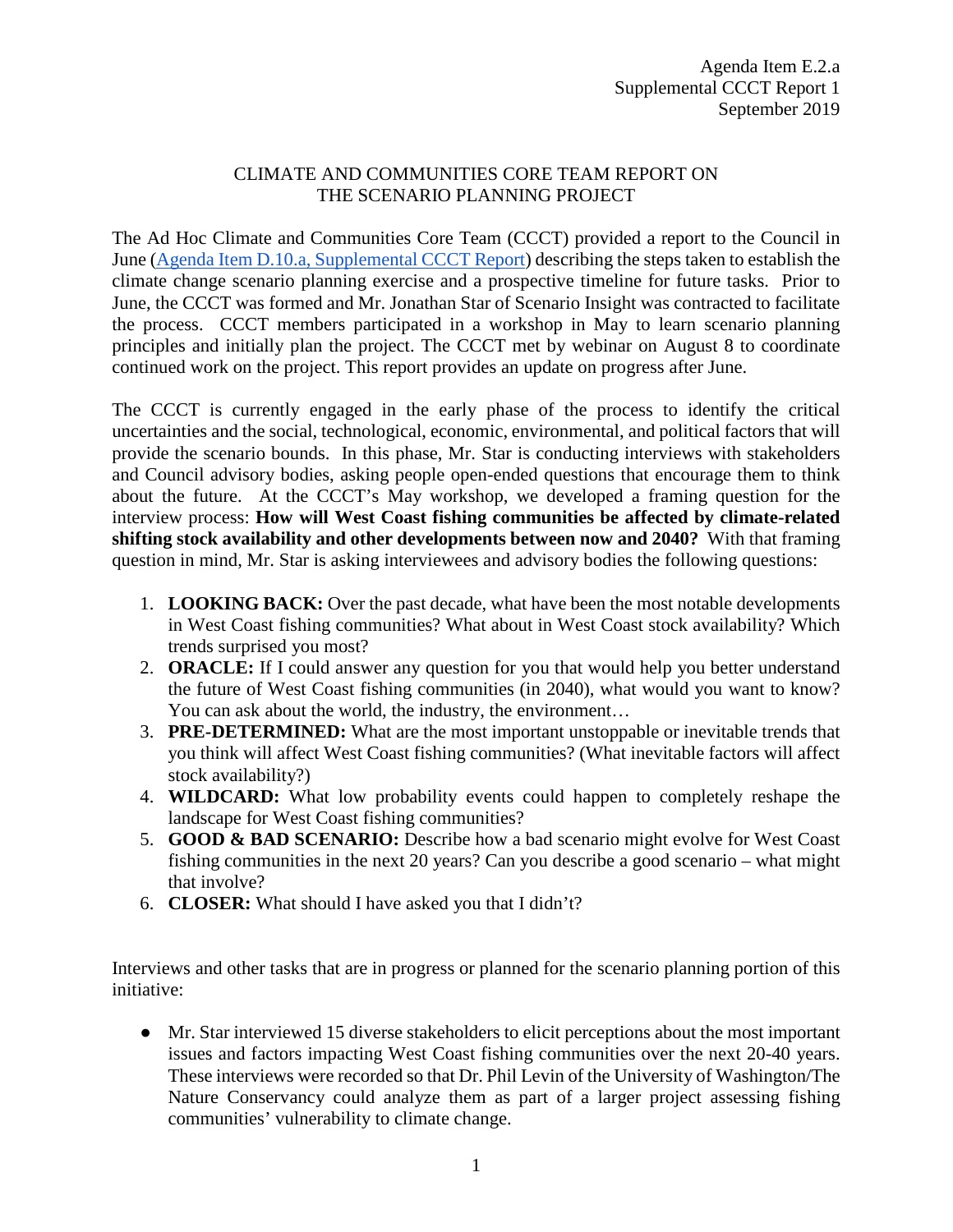Agenda Item E.2.a
Supplemental CCCT Report 1
September 2019

# CLIMATE AND COMMUNITIES CORE TEAM REPORT ON THE SCENARIO PLANNING PROJECT

The Ad Hoc Climate and Communities Core Team (CCCT) provided a report to the Council in June ([Agenda Item D.10.a, Supplemental CCCT Report]) describing the steps taken to establish the climate change scenario planning exercise and a prospective timeline for future tasks. Prior to June, the CCCT was formed and Mr. Jonathan Star of Scenario Insight was contracted to facilitate the process. CCCT members participated in a workshop in May to learn scenario planning principles and initially plan the project. The CCCT met by webinar on August 8 to coordinate continued work on the project. This report provides an update on progress after June.

The CCCT is currently engaged in the early phase of the process to identify the critical uncertainties and the social, technological, economic, environmental, and political factors that will provide the scenario bounds. In this phase, Mr. Star is conducting interviews with stakeholders and Council advisory bodies, asking people open-ended questions that encourage them to think about the future. At the CCCT's May workshop, we developed a framing question for the interview process: **How will West Coast fishing communities be affected by climate-related shifting stock availability and other developments between now and 2040?** With that framing question in mind, Mr. Star is asking interviewees and advisory bodies the following questions:

1. **LOOKING BACK:** Over the past decade, what have been the most notable developments in West Coast fishing communities? What about in West Coast stock availability? Which trends surprised you most?
2. **ORACLE:** If I could answer any question for you that would help you better understand the future of West Coast fishing communities (in 2040), what would you want to know? You can ask about the world, the industry, the environment…
3. **PRE-DETERMINED:** What are the most important unstoppable or inevitable trends that you think will affect West Coast fishing communities? (What inevitable factors will affect stock availability?)
4. **WILDCARD:** What low probability events could happen to completely reshape the landscape for West Coast fishing communities?
5. **GOOD & BAD SCENARIO:** Describe how a bad scenario might evolve for West Coast fishing communities in the next 20 years? Can you describe a good scenario – what might that involve?
6. **CLOSER:** What should I have asked you that I didn't?

Interviews and other tasks that are in progress or planned for the scenario planning portion of this initiative:

- Mr. Star interviewed 15 diverse stakeholders to elicit perceptions about the most important issues and factors impacting West Coast fishing communities over the next 20-40 years. These interviews were recorded so that Dr. Phil Levin of the University of Washington/The Nature Conservancy could analyze them as part of a larger project assessing fishing communities' vulnerability to climate change.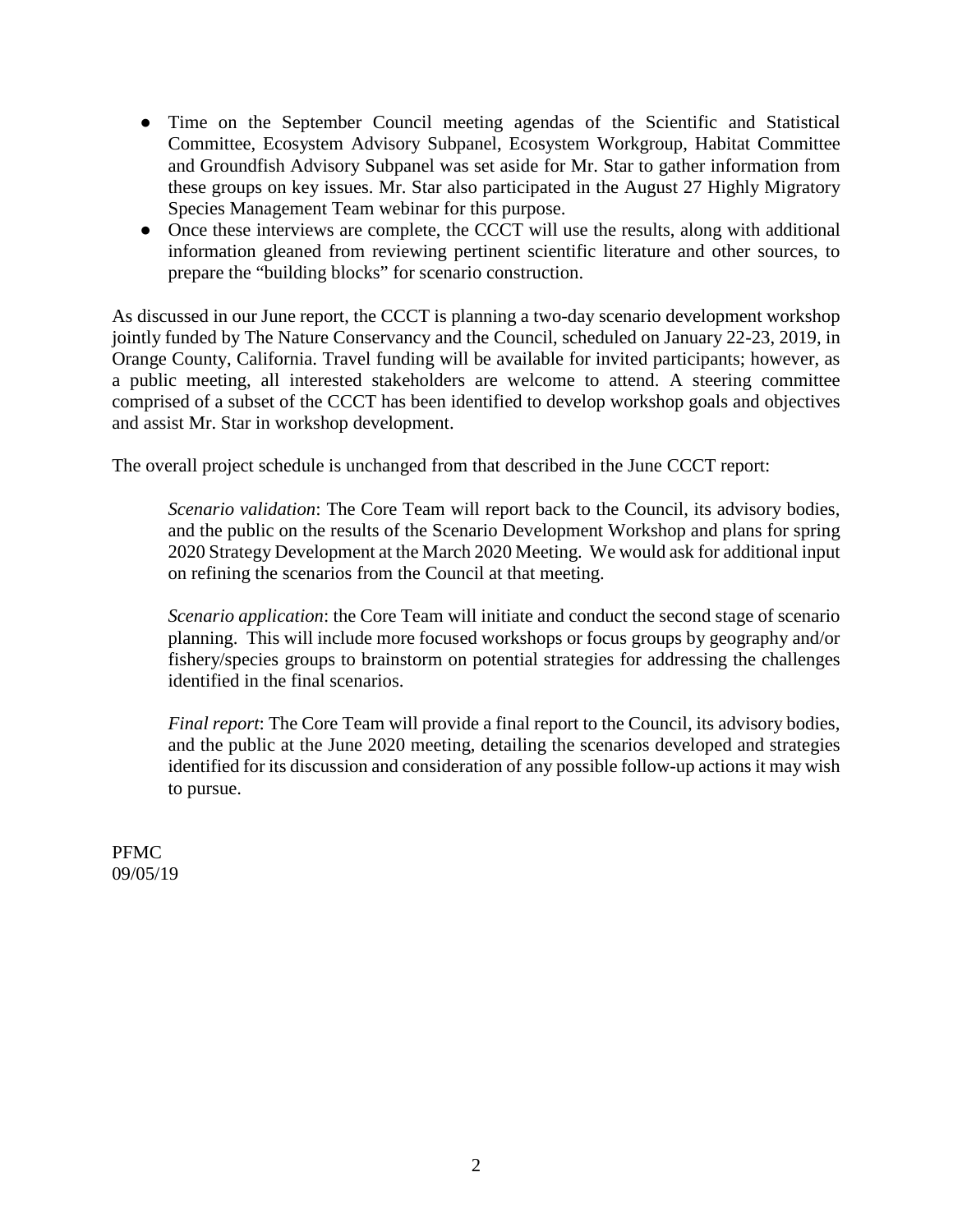- Time on the September Council meeting agendas of the Scientific and Statistical Committee, Ecosystem Advisory Subpanel, Ecosystem Workgroup, Habitat Committee and Groundfish Advisory Subpanel was set aside for Mr. Star to gather information from these groups on key issues. Mr. Star also participated in the August 27 Highly Migratory Species Management Team webinar for this purpose.
- Once these interviews are complete, the CCCT will use the results, along with additional information gleaned from reviewing pertinent scientific literature and other sources, to prepare the "building blocks" for scenario construction.

As discussed in our June report, the CCCT is planning a two-day scenario development workshop jointly funded by The Nature Conservancy and the Council, scheduled on January 22-23, 2019, in Orange County, California. Travel funding will be available for invited participants; however, as a public meeting, all interested stakeholders are welcome to attend. A steering committee comprised of a subset of the CCCT has been identified to develop workshop goals and objectives and assist Mr. Star in workshop development.

The overall project schedule is unchanged from that described in the June CCCT report:

> *Scenario validation*: The Core Team will report back to the Council, its advisory bodies, and the public on the results of the Scenario Development Workshop and plans for spring 2020 Strategy Development at the March 2020 Meeting. We would ask for additional input on refining the scenarios from the Council at that meeting.
>
> *Scenario application*: the Core Team will initiate and conduct the second stage of scenario planning. This will include more focused workshops or focus groups by geography and/or fishery/species groups to brainstorm on potential strategies for addressing the challenges identified in the final scenarios.
>
> *Final report*: The Core Team will provide a final report to the Council, its advisory bodies, and the public at the June 2020 meeting, detailing the scenarios developed and strategies identified for its discussion and consideration of any possible follow-up actions it may wish to pursue.

PFMC
09/05/19